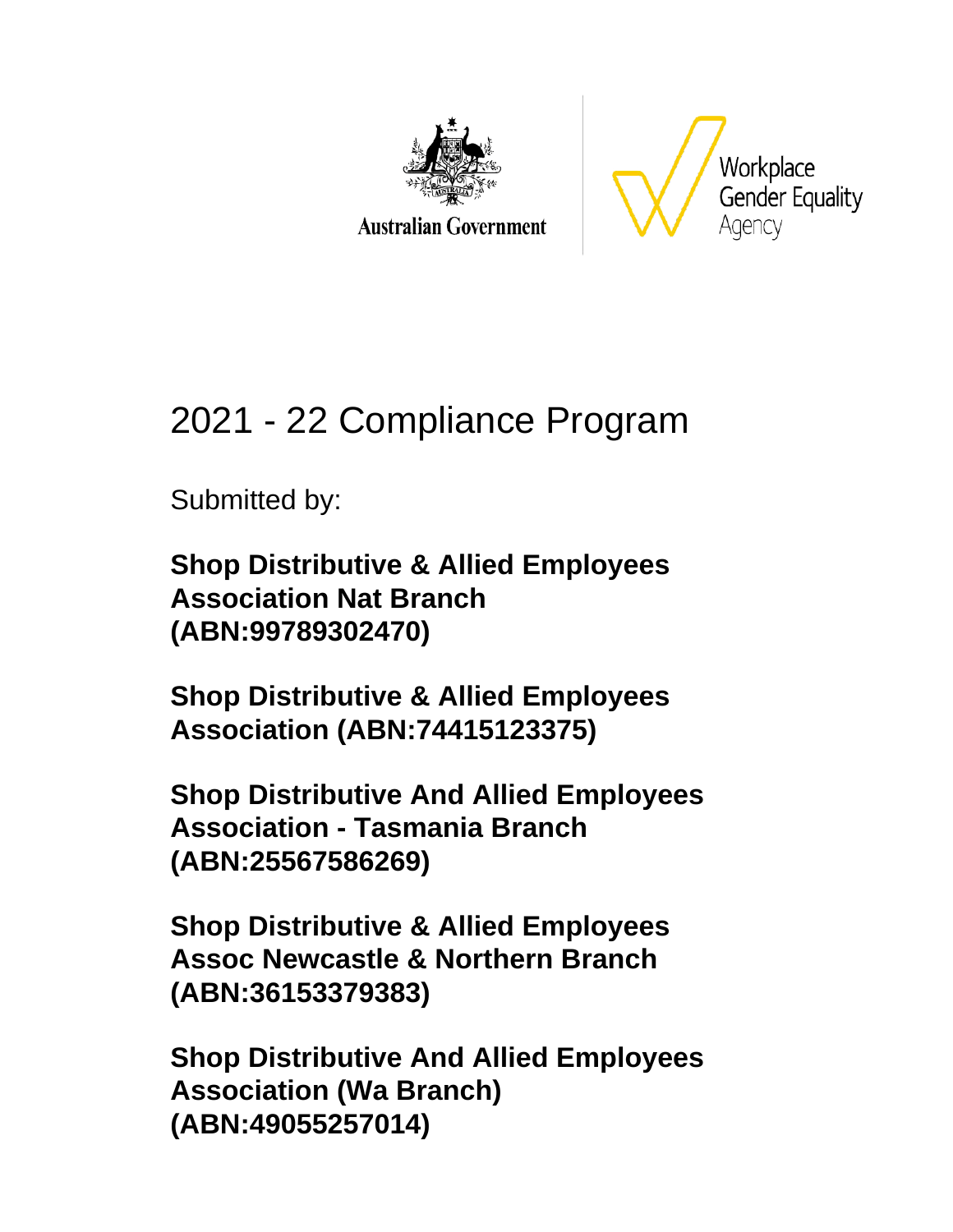Australian Government

Workplace Gender Equality Agency

# 2021 - 22 Compliance Program

Submitted by:

**Shop Distributive & Allied Employees Association Nat Branch (ABN:99789302470)**

**Shop Distributive & Allied Employees Association (ABN:74415123375)**

**Shop Distributive And Allied Employees Association - Tasmania Branch (ABN:25567586269)**

**Shop Distributive & Allied Employees Assoc Newcastle & Northern Branch (ABN:36153379383)**

**Shop Distributive And Allied Employees Association (Wa Branch) (ABN:49055257014)**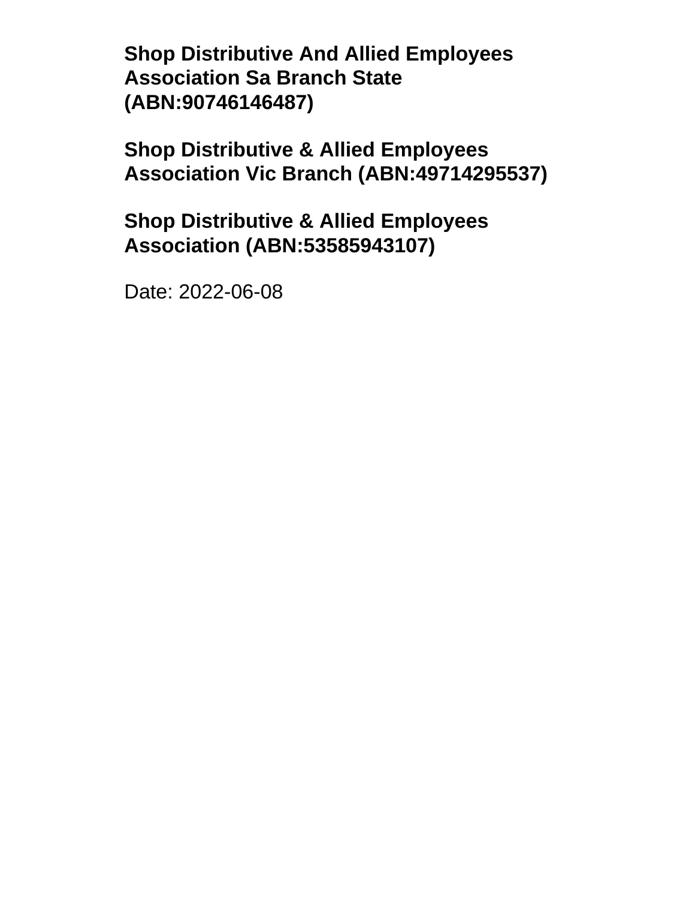**Shop Distributive And Allied Employees Association Sa Branch State (ABN:90746146487)**

**Shop Distributive & Allied Employees Association Vic Branch (ABN:49714295537)**

**Shop Distributive & Allied Employees Association (ABN:53585943107)**

Date: 2022-06-08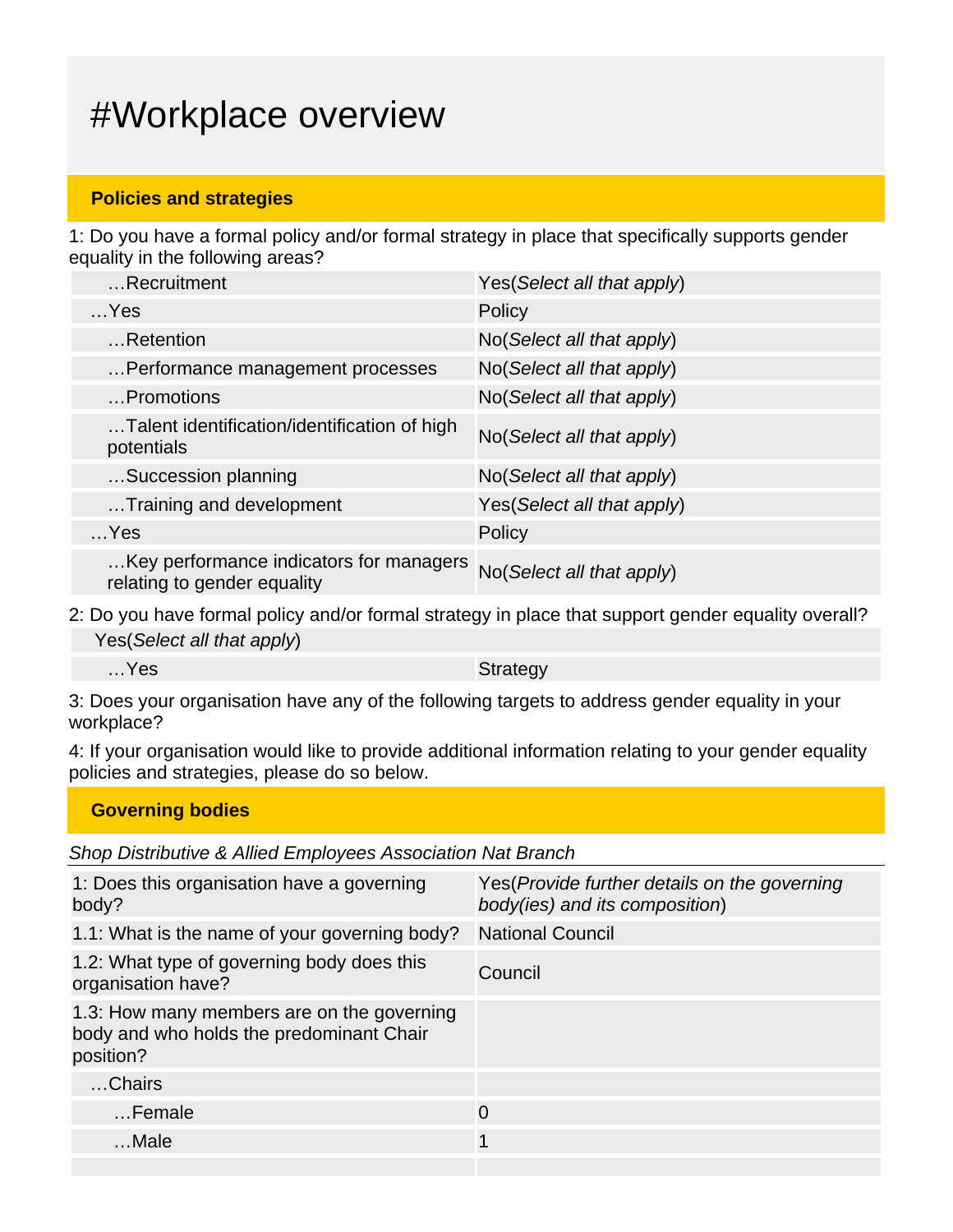# #Workplace overview

## Policies and strategies

1: Do you have a formal policy and/or formal strategy in place that specifically supports gender equality in the following areas?

| | |
|---|---|
| …Recruitment | Yes(*Select all that apply*) |
| …Yes | Policy |
| …Retention | No(*Select all that apply*) |
| …Performance management processes | No(*Select all that apply*) |
| …Promotions | No(*Select all that apply*) |
| …Talent identification/identification of high potentials | No(*Select all that apply*) |
| …Succession planning | No(*Select all that apply*) |
| …Training and development | Yes(*Select all that apply*) |
| …Yes | Policy |
| …Key performance indicators for managers relating to gender equality | No(*Select all that apply*) |

2: Do you have formal policy and/or formal strategy in place that support gender equality overall?

| | |
|---|---|
| Yes(*Select all that apply*) | |
| …Yes | Strategy |

3: Does your organisation have any of the following targets to address gender equality in your workplace?

4: If your organisation would like to provide additional information relating to your gender equality policies and strategies, please do so below.

## Governing bodies

*Shop Distributive & Allied Employees Association Nat Branch*

| | |
|---|---|
| 1: Does this organisation have a governing body? | Yes(*Provide further details on the governing body(ies) and its composition*) |
| 1.1: What is the name of your governing body? | National Council |
| 1.2: What type of governing body does this organisation have? | Council |
| 1.3: How many members are on the governing body and who holds the predominant Chair position? | |
| …Chairs | |
| …Female | 0 |
| …Male | 1 |
| | |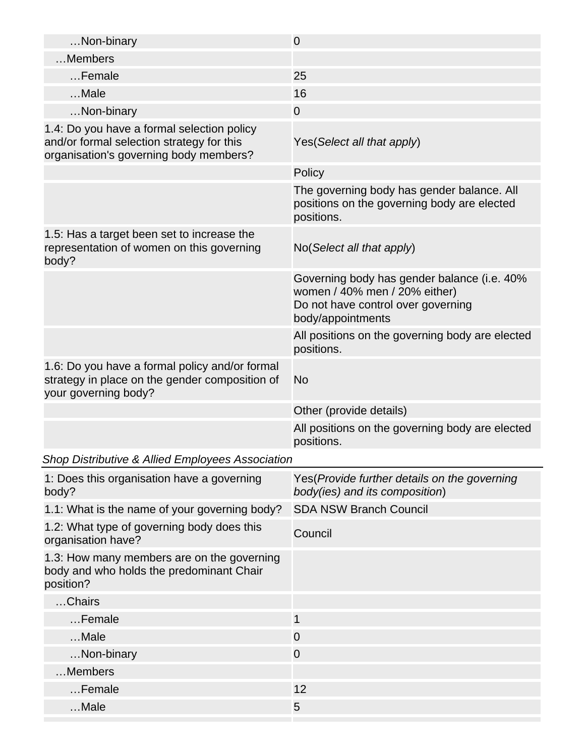| | |
|---|---|
| …Non-binary | 0 |
| …Members | |
| …Female | 25 |
| …Male | 16 |
| …Non-binary | 0 |
| 1.4: Do you have a formal selection policy and/or formal selection strategy for this organisation's governing body members? | Yes(*Select all that apply*) |
| | Policy |
| | The governing body has gender balance. All positions on the governing body are elected positions. |
| 1.5: Has a target been set to increase the representation of women on this governing body? | No(*Select all that apply*) |
| | Governing body has gender balance (i.e. 40% women / 40% men / 20% either)<br>Do not have control over governing body/appointments |
| | All positions on the governing body are elected positions. |
| 1.6: Do you have a formal policy and/or formal strategy in place on the gender composition of your governing body? | No |
| | Other (provide details) |
| | All positions on the governing body are elected positions. |

*Shop Distributive & Allied Employees Association*

| | |
|---|---|
| 1: Does this organisation have a governing body? | Yes(*Provide further details on the governing body(ies) and its composition*) |
| 1.1: What is the name of your governing body? | SDA NSW Branch Council |
| 1.2: What type of governing body does this organisation have? | Council |
| 1.3: How many members are on the governing body and who holds the predominant Chair position? | |
| …Chairs | |
| …Female | 1 |
| …Male | 0 |
| …Non-binary | 0 |
| …Members | |
| …Female | 12 |
| …Male | 5 |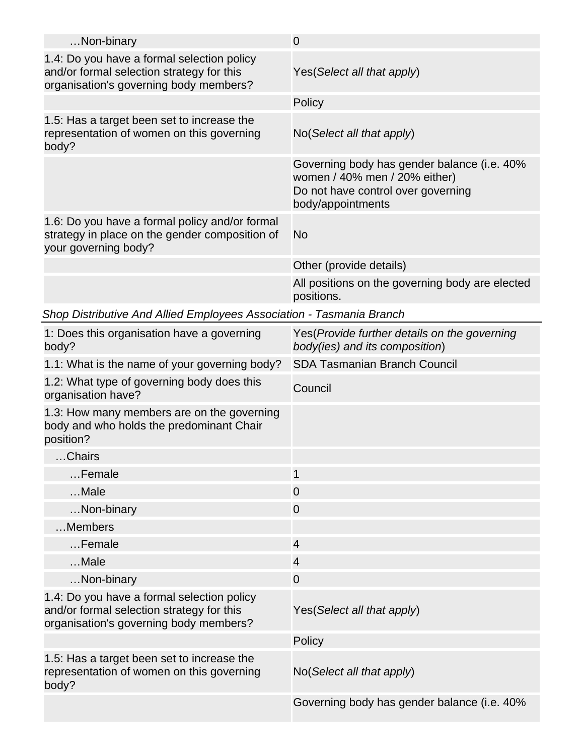| …Non-binary | 0 |
| --- | --- |
| 1.4: Do you have a formal selection policy and/or formal selection strategy for this organisation's governing body members? | Yes(*Select all that apply*) |
| | Policy |
| 1.5: Has a target been set to increase the representation of women on this governing body? | No(*Select all that apply*) |
| | Governing body has gender balance (i.e. 40% women / 40% men / 20% either)<br>Do not have control over governing body/appointments |
| 1.6: Do you have a formal policy and/or formal strategy in place on the gender composition of your governing body? | No |
| | Other (provide details) |
| | All positions on the governing body are elected positions. |

*Shop Distributive And Allied Employees Association - Tasmania Branch*

| 1: Does this organisation have a governing body? | Yes(*Provide further details on the governing body(ies) and its composition*) |
| --- | --- |
| 1.1: What is the name of your governing body? | SDA Tasmanian Branch Council |
| 1.2: What type of governing body does this organisation have? | Council |
| 1.3: How many members are on the governing body and who holds the predominant Chair position? | |
| …Chairs | |
| …Female | 1 |
| …Male | 0 |
| …Non-binary | 0 |
| …Members | |
| …Female | 4 |
| …Male | 4 |
| …Non-binary | 0 |
| 1.4: Do you have a formal selection policy and/or formal selection strategy for this organisation's governing body members? | Yes(*Select all that apply*) |
| | Policy |
| 1.5: Has a target been set to increase the representation of women on this governing body? | No(*Select all that apply*) |
| | Governing body has gender balance (i.e. 40% |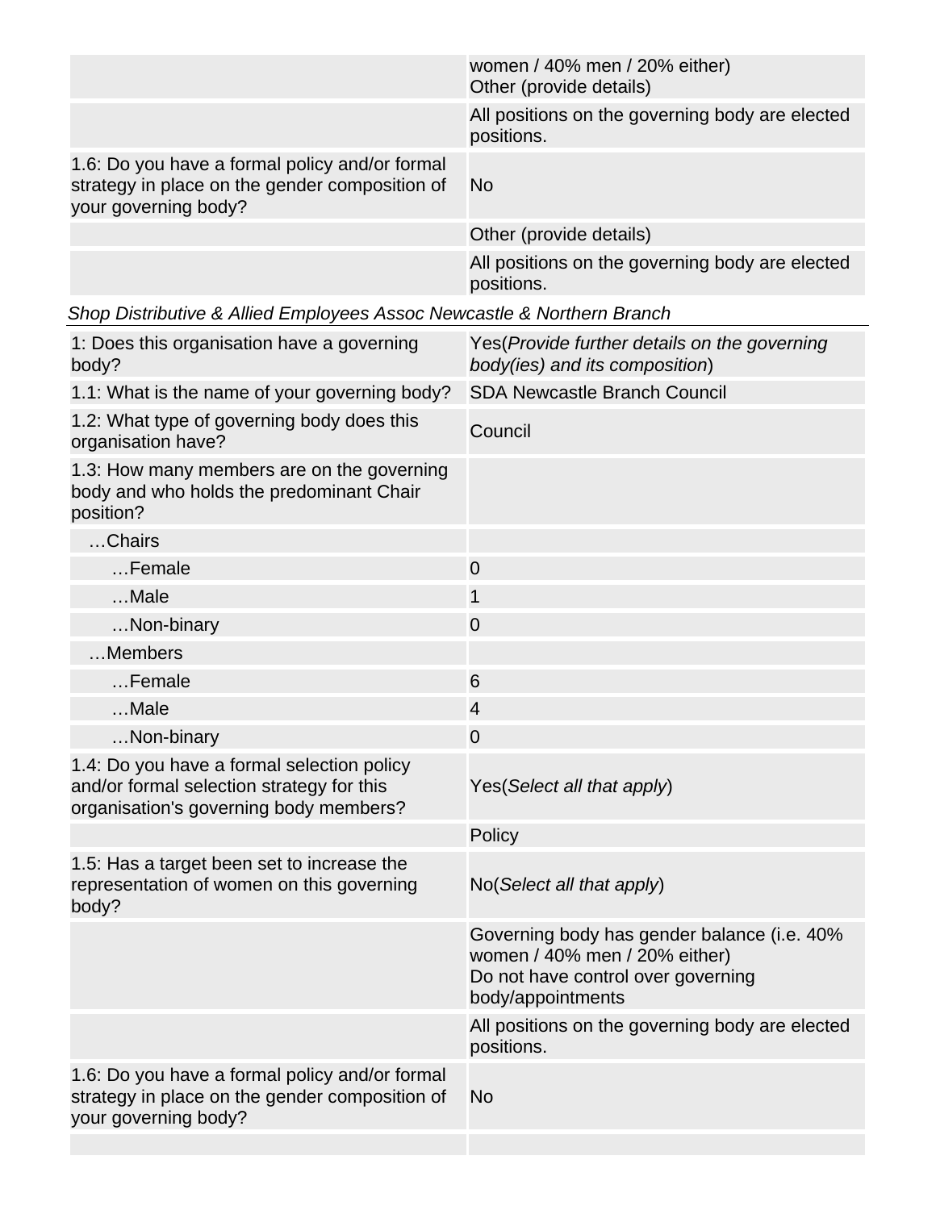| | |
|---|---|
| | women / 40% men / 20% either)<br>Other (provide details) |
| | All positions on the governing body are elected positions. |
| 1.6: Do you have a formal policy and/or formal strategy in place on the gender composition of your governing body? | No |
| | Other (provide details) |
| | All positions on the governing body are elected positions. |

*Shop Distributive & Allied Employees Assoc Newcastle & Northern Branch*

| | |
|---|---|
| 1: Does this organisation have a governing body? | Yes(*Provide further details on the governing body(ies) and its composition*) |
| 1.1: What is the name of your governing body? | SDA Newcastle Branch Council |
| 1.2: What type of governing body does this organisation have? | Council |
| 1.3: How many members are on the governing body and who holds the predominant Chair position? | |
| …Chairs | |
| …Female | 0 |
| …Male | 1 |
| …Non-binary | 0 |
| …Members | |
| …Female | 6 |
| …Male | 4 |
| …Non-binary | 0 |
| 1.4: Do you have a formal selection policy and/or formal selection strategy for this organisation's governing body members? | Yes(*Select all that apply*) |
| | Policy |
| 1.5: Has a target been set to increase the representation of women on this governing body? | No(*Select all that apply*) |
| | Governing body has gender balance (i.e. 40% women / 40% men / 20% either)<br>Do not have control over governing body/appointments |
| | All positions on the governing body are elected positions. |
| 1.6: Do you have a formal policy and/or formal strategy in place on the gender composition of your governing body? | No |
| | |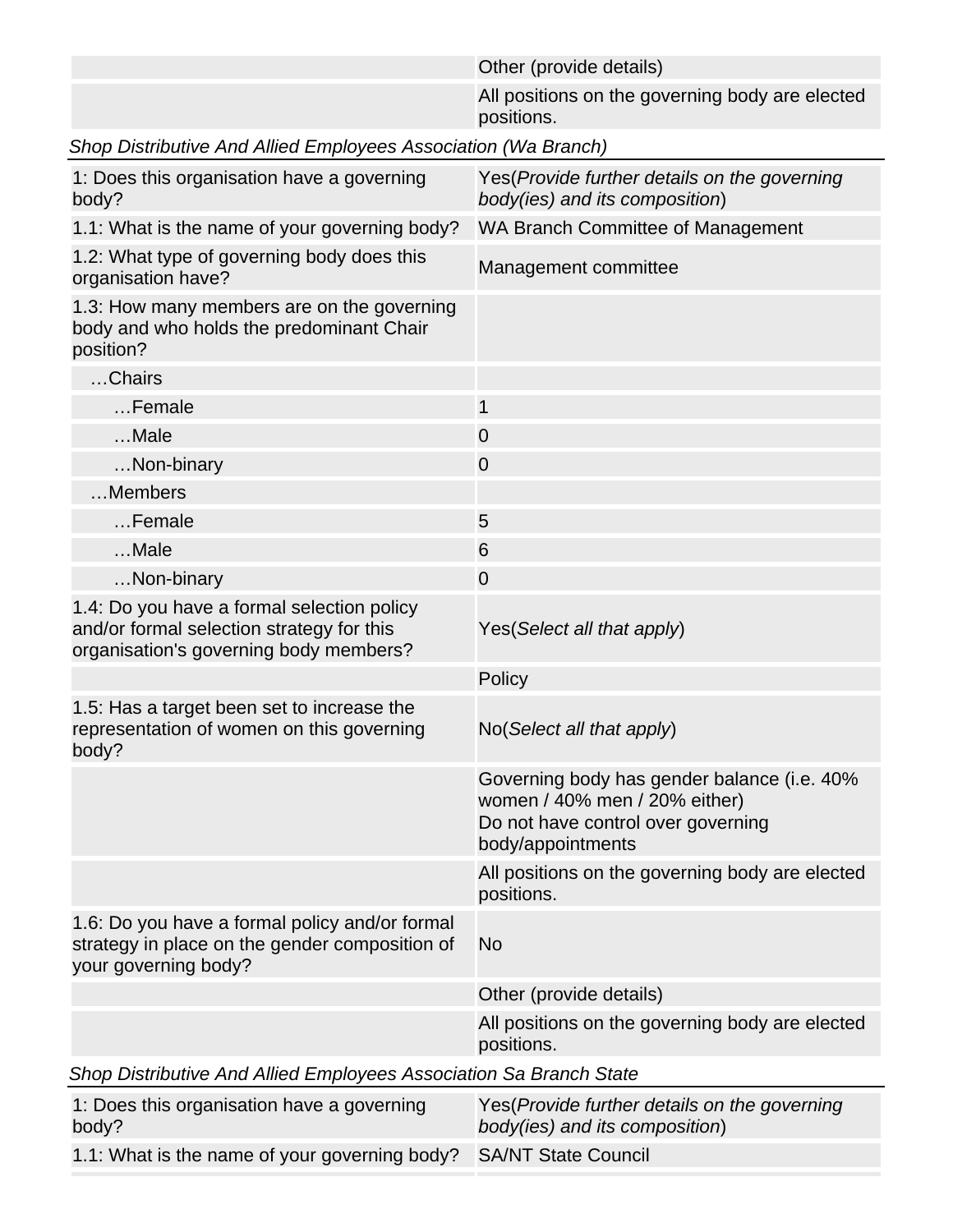| | |
|---|---|
| | Other (provide details) |
| | All positions on the governing body are elected positions. |

*Shop Distributive And Allied Employees Association (Wa Branch)*

| | |
|---|---|
| 1: Does this organisation have a governing body? | Yes(*Provide further details on the governing body(ies) and its composition*) |
| 1.1: What is the name of your governing body? | WA Branch Committee of Management |
| 1.2: What type of governing body does this organisation have? | Management committee |
| 1.3: How many members are on the governing body and who holds the predominant Chair position? | |
| …Chairs | |
| …Female | 1 |
| …Male | 0 |
| …Non-binary | 0 |
| …Members | |
| …Female | 5 |
| …Male | 6 |
| …Non-binary | 0 |
| 1.4: Do you have a formal selection policy and/or formal selection strategy for this organisation's governing body members? | Yes(*Select all that apply*) |
| | Policy |
| 1.5: Has a target been set to increase the representation of women on this governing body? | No(*Select all that apply*) |
| | Governing body has gender balance (i.e. 40% women / 40% men / 20% either)<br>Do not have control over governing body/appointments |
| | All positions on the governing body are elected positions. |
| 1.6: Do you have a formal policy and/or formal strategy in place on the gender composition of your governing body? | No |
| | Other (provide details) |
| | All positions on the governing body are elected positions. |

*Shop Distributive And Allied Employees Association Sa Branch State*

| | |
|---|---|
| 1: Does this organisation have a governing body? | Yes(*Provide further details on the governing body(ies) and its composition*) |
| 1.1: What is the name of your governing body? | SA/NT State Council |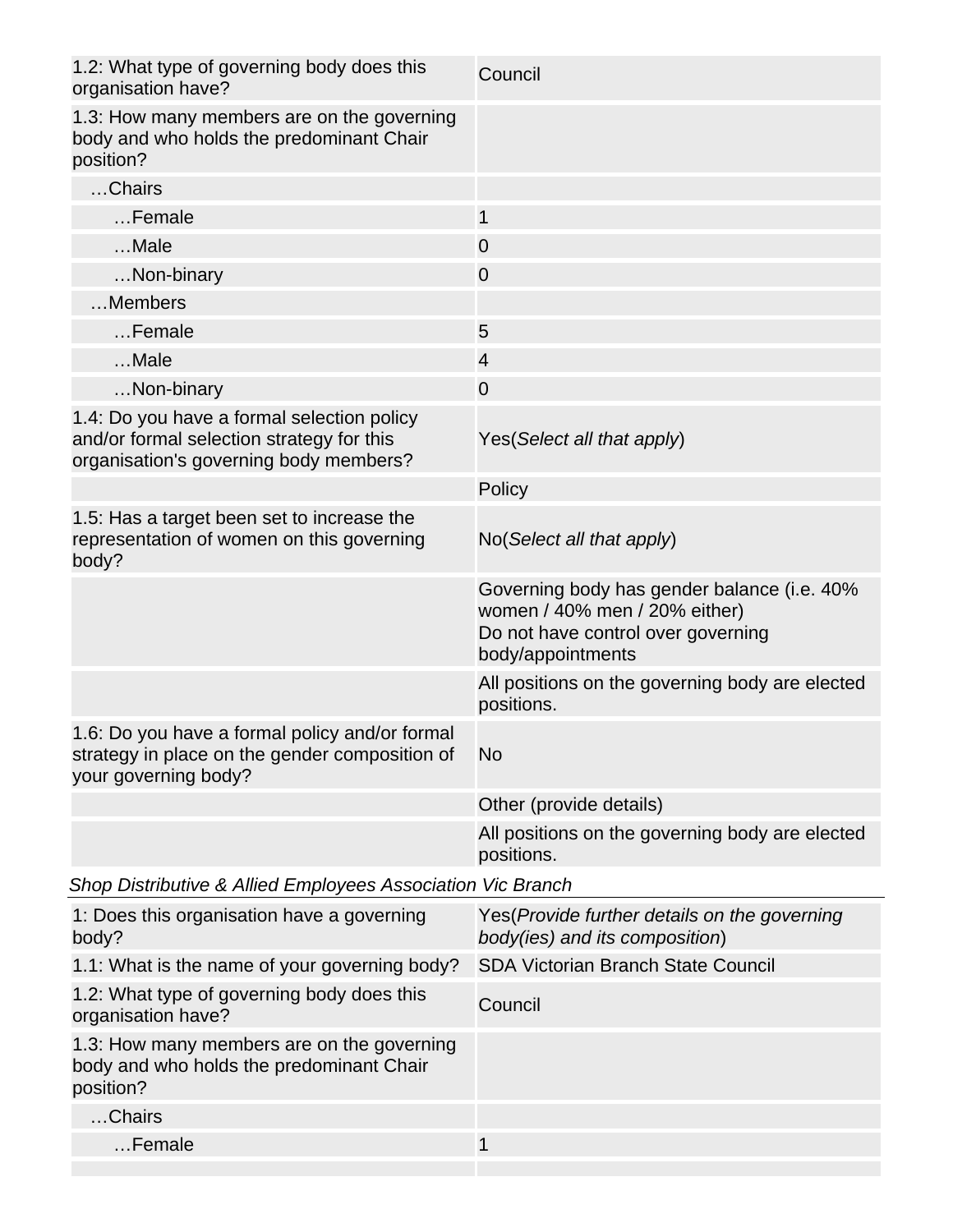| | |
|---|---|
| 1.2: What type of governing body does this organisation have? | Council |
| 1.3: How many members are on the governing body and who holds the predominant Chair position? | |
| …Chairs | |
| …Female | 1 |
| …Male | 0 |
| …Non-binary | 0 |
| …Members | |
| …Female | 5 |
| …Male | 4 |
| …Non-binary | 0 |
| 1.4: Do you have a formal selection policy and/or formal selection strategy for this organisation's governing body members? | Yes(*Select all that apply*) |
| | Policy |
| 1.5: Has a target been set to increase the representation of women on this governing body? | No(*Select all that apply*) |
| | Governing body has gender balance (i.e. 40% women / 40% men / 20% either)<br>Do not have control over governing body/appointments |
| | All positions on the governing body are elected positions. |
| 1.6: Do you have a formal policy and/or formal strategy in place on the gender composition of your governing body? | No |
| | Other (provide details) |
| | All positions on the governing body are elected positions. |

*Shop Distributive & Allied Employees Association Vic Branch*

| | |
|---|---|
| 1: Does this organisation have a governing body? | Yes(*Provide further details on the governing body(ies) and its composition*) |
| 1.1: What is the name of your governing body? | SDA Victorian Branch State Council |
| 1.2: What type of governing body does this organisation have? | Council |
| 1.3: How many members are on the governing body and who holds the predominant Chair position? | |
| …Chairs | |
| …Female | 1 |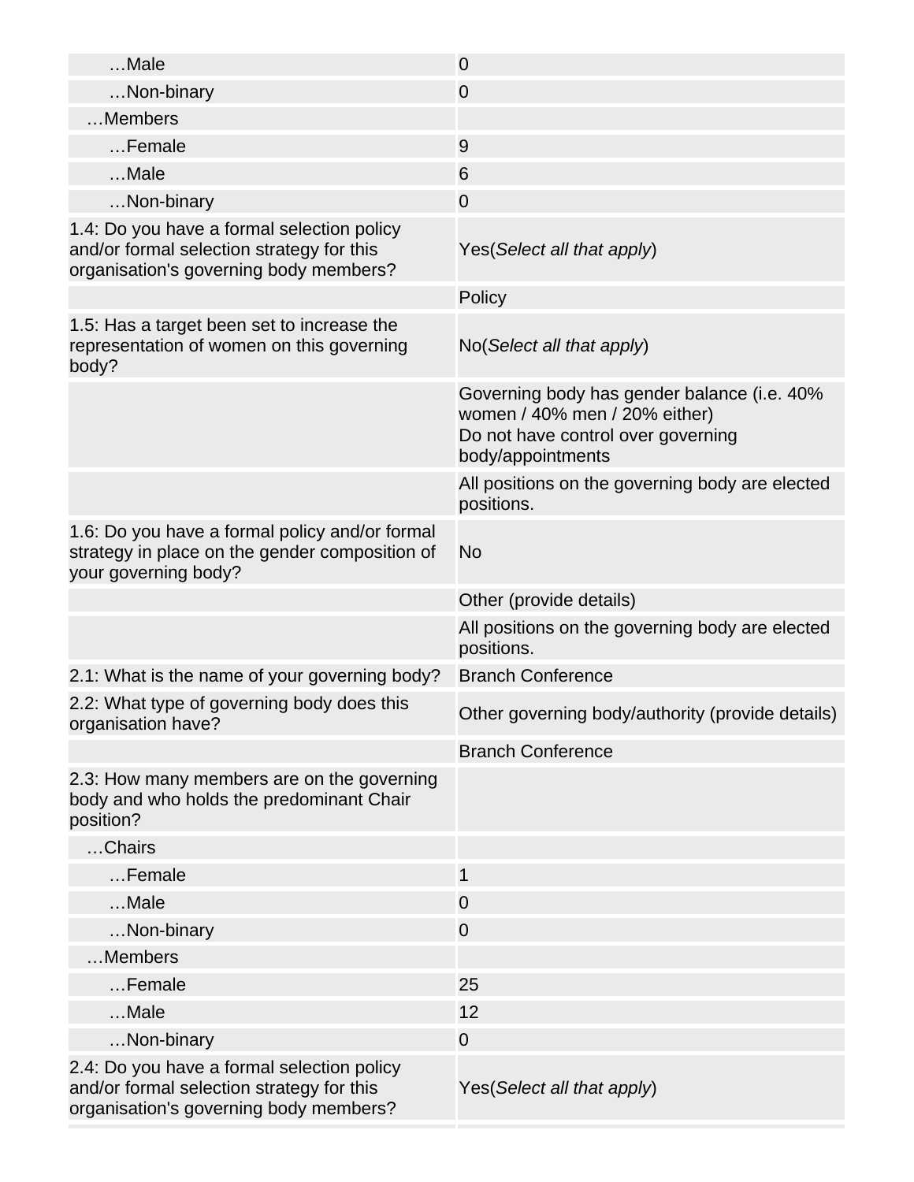| | |
|---|---|
| …Male | 0 |
| …Non-binary | 0 |
| …Members | |
| …Female | 9 |
| …Male | 6 |
| …Non-binary | 0 |
| 1.4: Do you have a formal selection policy and/or formal selection strategy for this organisation's governing body members? | Yes(*Select all that apply*) |
| | Policy |
| 1.5: Has a target been set to increase the representation of women on this governing body? | No(*Select all that apply*) |
| | Governing body has gender balance (i.e. 40% women / 40% men / 20% either)<br>Do not have control over governing body/appointments |
| | All positions on the governing body are elected positions. |
| 1.6: Do you have a formal policy and/or formal strategy in place on the gender composition of your governing body? | No |
| | Other (provide details) |
| | All positions on the governing body are elected positions. |
| 2.1: What is the name of your governing body? | Branch Conference |
| 2.2: What type of governing body does this organisation have? | Other governing body/authority (provide details) |
| | Branch Conference |
| 2.3: How many members are on the governing body and who holds the predominant Chair position? | |
| …Chairs | |
| …Female | 1 |
| …Male | 0 |
| …Non-binary | 0 |
| …Members | |
| …Female | 25 |
| …Male | 12 |
| …Non-binary | 0 |
| 2.4: Do you have a formal selection policy and/or formal selection strategy for this organisation's governing body members? | Yes(*Select all that apply*) |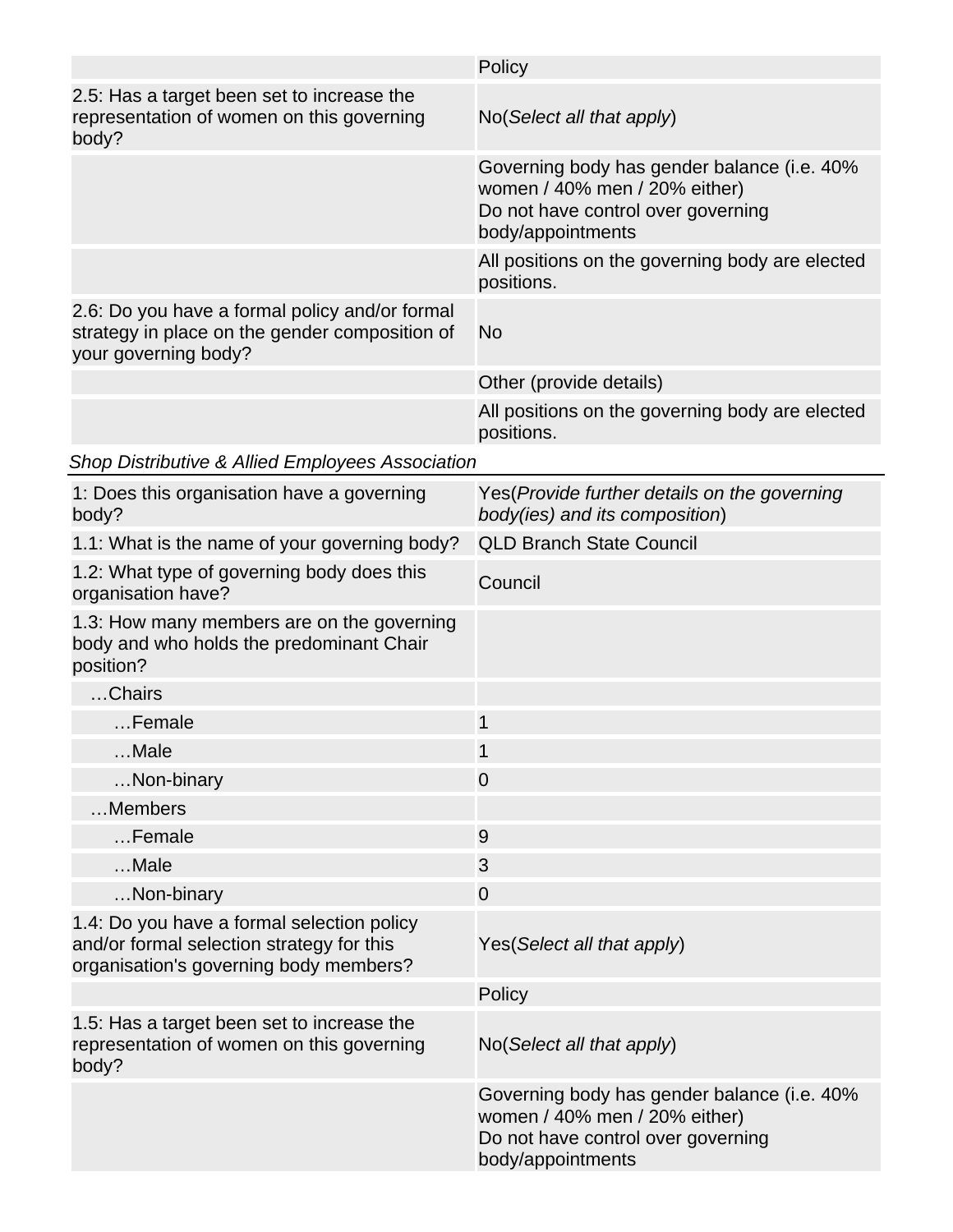| | |
|---|---|
| | Policy |
| 2.5: Has a target been set to increase the representation of women on this governing body? | No(*Select all that apply*) |
| | Governing body has gender balance (i.e. 40% women / 40% men / 20% either)<br>Do not have control over governing body/appointments |
| | All positions on the governing body are elected positions. |
| 2.6: Do you have a formal policy and/or formal strategy in place on the gender composition of your governing body? | No |
| | Other (provide details) |
| | All positions on the governing body are elected positions. |

*Shop Distributive & Allied Employees Association*

| | |
|---|---|
| 1: Does this organisation have a governing body? | Yes(*Provide further details on the governing body(ies) and its composition*) |
| 1.1: What is the name of your governing body? | QLD Branch State Council |
| 1.2: What type of governing body does this organisation have? | Council |
| 1.3: How many members are on the governing body and who holds the predominant Chair position? | |
| …Chairs | |
| …Female | 1 |
| …Male | 1 |
| …Non-binary | 0 |
| …Members | |
| …Female | 9 |
| …Male | 3 |
| …Non-binary | 0 |
| 1.4: Do you have a formal selection policy and/or formal selection strategy for this organisation's governing body members? | Yes(*Select all that apply*) |
| | Policy |
| 1.5: Has a target been set to increase the representation of women on this governing body? | No(*Select all that apply*) |
| | Governing body has gender balance (i.e. 40% women / 40% men / 20% either)<br>Do not have control over governing body/appointments |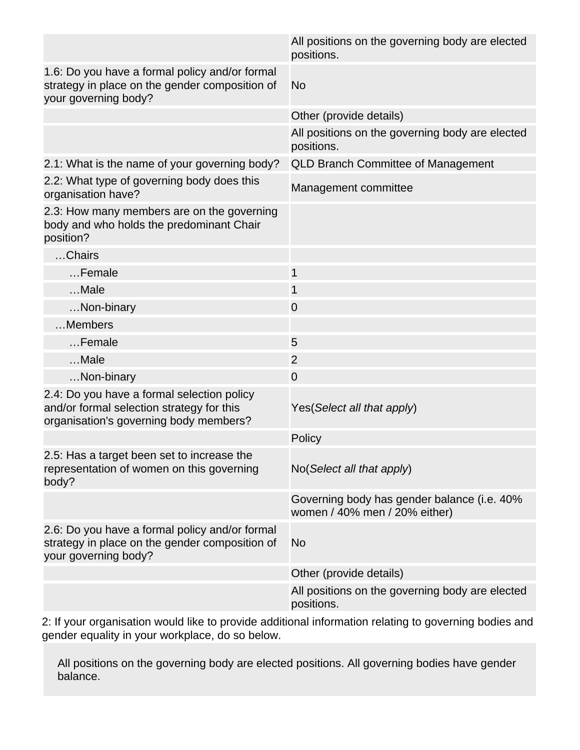| | |
|---|---|
| | All positions on the governing body are elected positions. |
| 1.6: Do you have a formal policy and/or formal strategy in place on the gender composition of your governing body? | No |
| | Other (provide details) |
| | All positions on the governing body are elected positions. |
| 2.1: What is the name of your governing body? | QLD Branch Committee of Management |
| 2.2: What type of governing body does this organisation have? | Management committee |
| 2.3: How many members are on the governing body and who holds the predominant Chair position? | |
| …Chairs | |
| …Female | 1 |
| …Male | 1 |
| …Non-binary | 0 |
| …Members | |
| …Female | 5 |
| …Male | 2 |
| …Non-binary | 0 |
| 2.4: Do you have a formal selection policy and/or formal selection strategy for this organisation's governing body members? | Yes(*Select all that apply*) |
| | Policy |
| 2.5: Has a target been set to increase the representation of women on this governing body? | No(*Select all that apply*) |
| | Governing body has gender balance (i.e. 40% women / 40% men / 20% either) |
| 2.6: Do you have a formal policy and/or formal strategy in place on the gender composition of your governing body? | No |
| | Other (provide details) |
| | All positions on the governing body are elected positions. |

2: If your organisation would like to provide additional information relating to governing bodies and gender equality in your workplace, do so below.

All positions on the governing body are elected positions. All governing bodies have gender balance.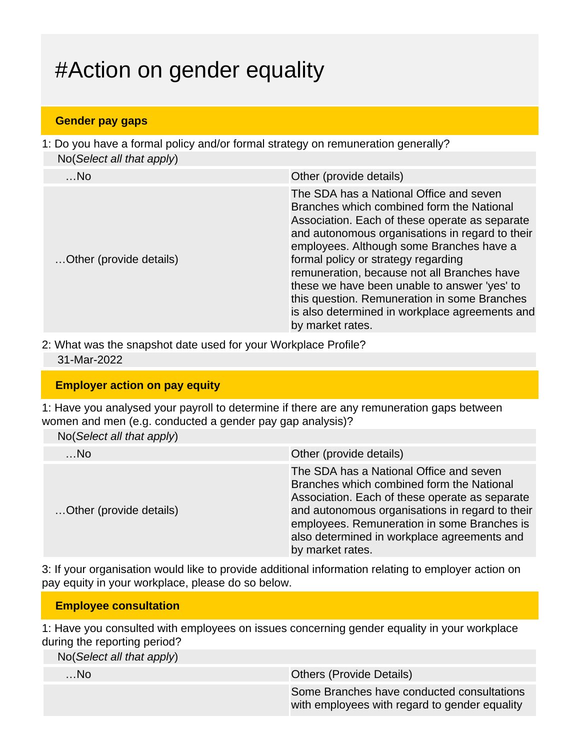# #Action on gender equality

## Gender pay gaps

1: Do you have a formal policy and/or formal strategy on remuneration generally?

No(*Select all that apply*)

| …No | Other (provide details) |
|---|---|
| …Other (provide details) | The SDA has a National Office and seven Branches which combined form the National Association. Each of these operate as separate and autonomous organisations in regard to their employees. Although some Branches have a formal policy or strategy regarding remuneration, because not all Branches have these we have been unable to answer 'yes' to this question. Remuneration in some Branches is also determined in workplace agreements and by market rates. |

2: What was the snapshot date used for your Workplace Profile?

31-Mar-2022

## Employer action on pay equity

1: Have you analysed your payroll to determine if there are any remuneration gaps between women and men (e.g. conducted a gender pay gap analysis)?

No(*Select all that apply*)

| …No | Other (provide details) |
|---|---|
| …Other (provide details) | The SDA has a National Office and seven Branches which combined form the National Association. Each of these operate as separate and autonomous organisations in regard to their employees. Remuneration in some Branches is also determined in workplace agreements and by market rates. |

3: If your organisation would like to provide additional information relating to employer action on pay equity in your workplace, please do so below.

## Employee consultation

1: Have you consulted with employees on issues concerning gender equality in your workplace during the reporting period?

No(*Select all that apply*)

| …No | Others (Provide Details) |
|---|---|
| | Some Branches have conducted consultations with employees with regard to gender equality |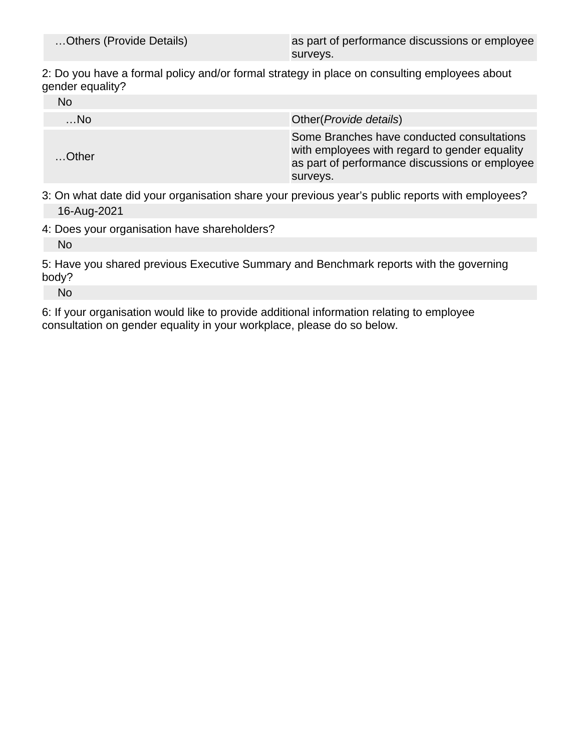| …Others (Provide Details) | as part of performance discussions or employee surveys. |
|---|---|

2: Do you have a formal policy and/or formal strategy in place on consulting employees about gender equality?

| No | |
|---|---|
| …No | Other(*Provide details*) |
| …Other | Some Branches have conducted consultations with employees with regard to gender equality as part of performance discussions or employee surveys. |

3: On what date did your organisation share your previous year's public reports with employees?

| 16-Aug-2021 |
|---|

4: Does your organisation have shareholders?

| No |
|---|

5: Have you shared previous Executive Summary and Benchmark reports with the governing body?

| No |
|---|

6: If your organisation would like to provide additional information relating to employee consultation on gender equality in your workplace, please do so below.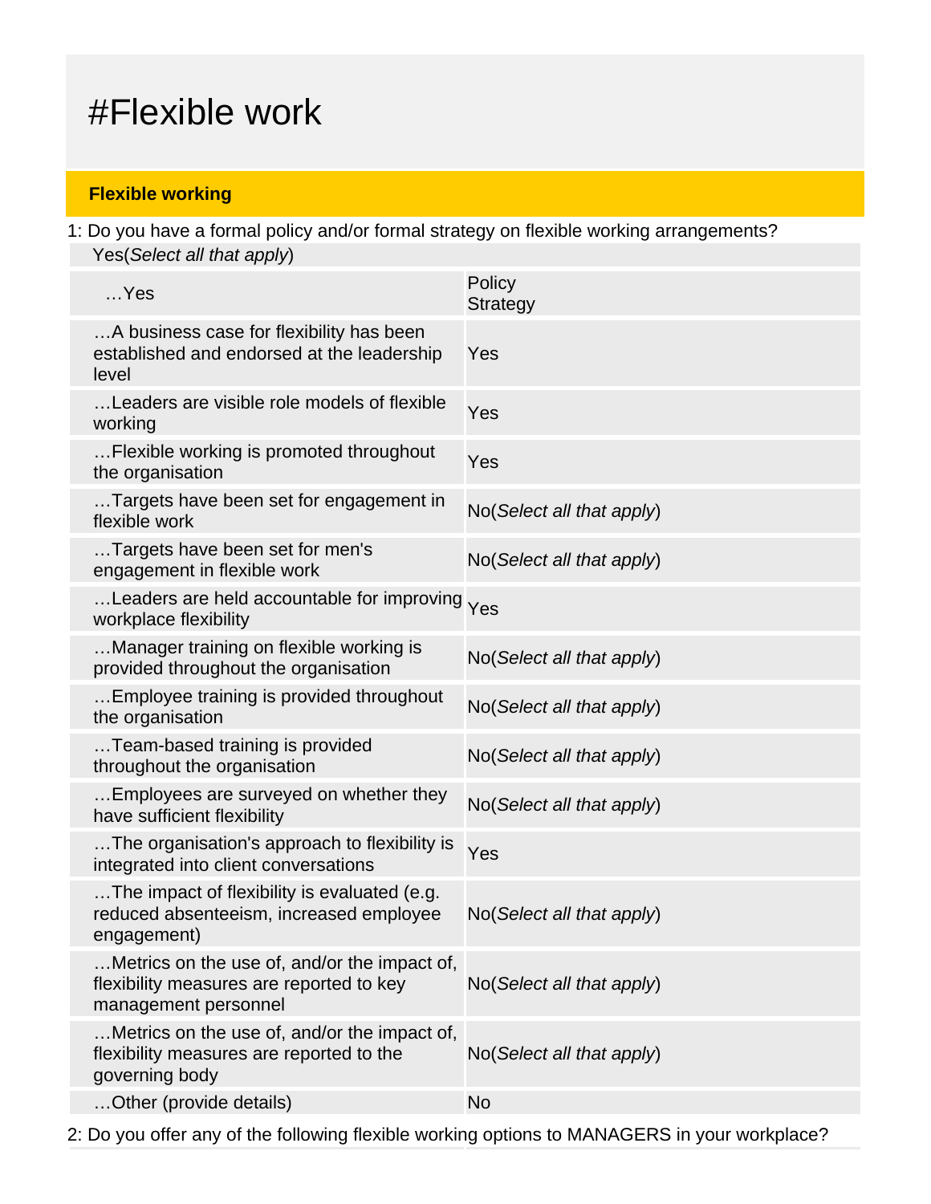# #Flexible work

## Flexible working

1: Do you have a formal policy and/or formal strategy on flexible working arrangements?

Yes(*Select all that apply*)

| …Yes | Policy<br>Strategy |
|---|---|
| …A business case for flexibility has been established and endorsed at the leadership level | Yes |
| …Leaders are visible role models of flexible working | Yes |
| …Flexible working is promoted throughout the organisation | Yes |
| …Targets have been set for engagement in flexible work | No(*Select all that apply*) |
| …Targets have been set for men's engagement in flexible work | No(*Select all that apply*) |
| …Leaders are held accountable for improving workplace flexibility | Yes |
| …Manager training on flexible working is provided throughout the organisation | No(*Select all that apply*) |
| …Employee training is provided throughout the organisation | No(*Select all that apply*) |
| …Team-based training is provided throughout the organisation | No(*Select all that apply*) |
| …Employees are surveyed on whether they have sufficient flexibility | No(*Select all that apply*) |
| …The organisation's approach to flexibility is integrated into client conversations | Yes |
| …The impact of flexibility is evaluated (e.g. reduced absenteeism, increased employee engagement) | No(*Select all that apply*) |
| …Metrics on the use of, and/or the impact of, flexibility measures are reported to key management personnel | No(*Select all that apply*) |
| …Metrics on the use of, and/or the impact of, flexibility measures are reported to the governing body | No(*Select all that apply*) |
| …Other (provide details) | No |

2: Do you offer any of the following flexible working options to MANAGERS in your workplace?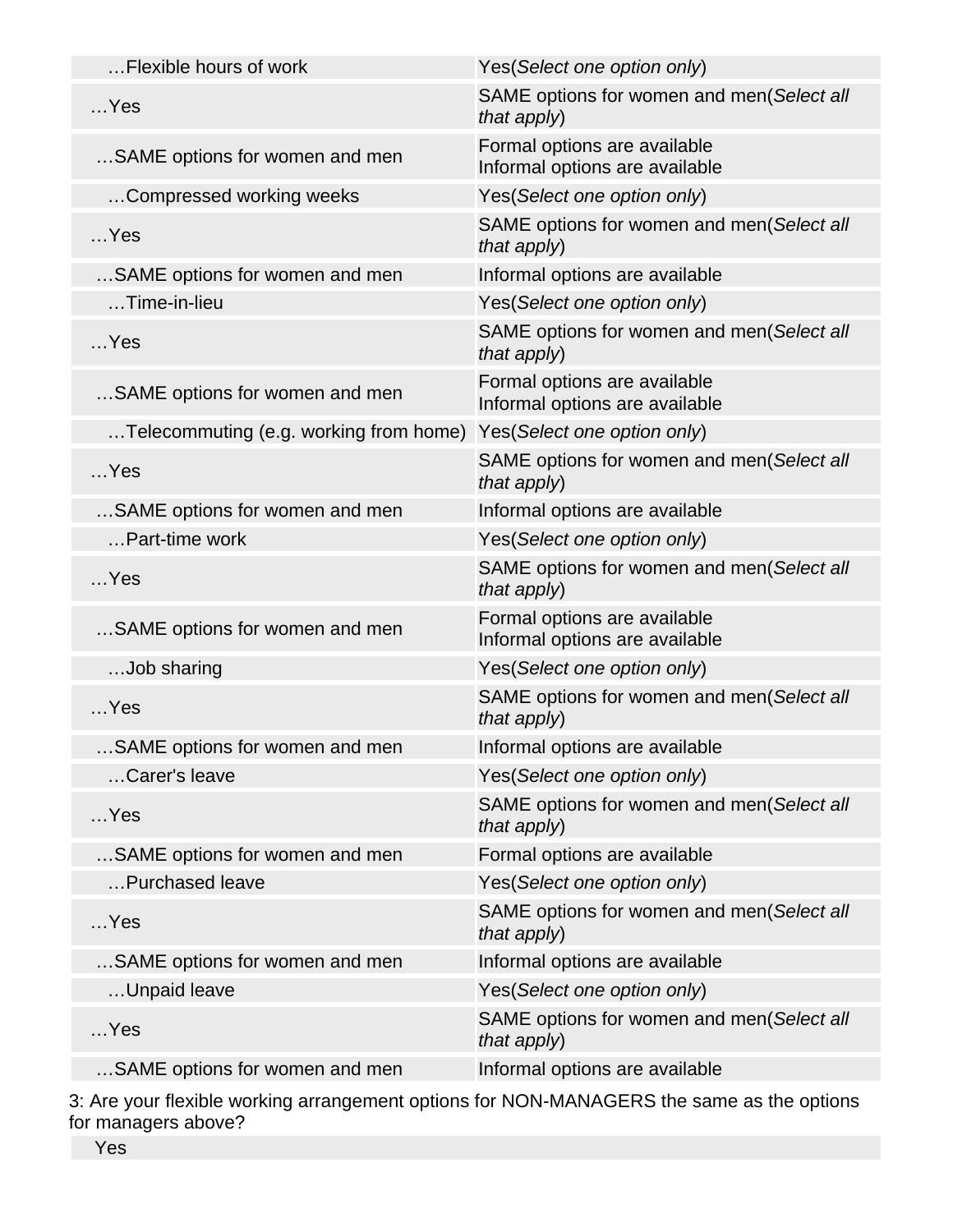| | |
|---|---|
| …Flexible hours of work | Yes(*Select one option only*) |
| …Yes | SAME options for women and men(*Select all that apply*) |
| …SAME options for women and men | Formal options are available<br>Informal options are available |
| …Compressed working weeks | Yes(*Select one option only*) |
| …Yes | SAME options for women and men(*Select all that apply*) |
| …SAME options for women and men | Informal options are available |
| …Time-in-lieu | Yes(*Select one option only*) |
| …Yes | SAME options for women and men(*Select all that apply*) |
| …SAME options for women and men | Formal options are available<br>Informal options are available |
| …Telecommuting (e.g. working from home) | Yes(*Select one option only*) |
| …Yes | SAME options for women and men(*Select all that apply*) |
| …SAME options for women and men | Informal options are available |
| …Part-time work | Yes(*Select one option only*) |
| …Yes | SAME options for women and men(*Select all that apply*) |
| …SAME options for women and men | Formal options are available<br>Informal options are available |
| …Job sharing | Yes(*Select one option only*) |
| …Yes | SAME options for women and men(*Select all that apply*) |
| …SAME options for women and men | Informal options are available |
| …Carer's leave | Yes(*Select one option only*) |
| …Yes | SAME options for women and men(*Select all that apply*) |
| …SAME options for women and men | Formal options are available |
| …Purchased leave | Yes(*Select one option only*) |
| …Yes | SAME options for women and men(*Select all that apply*) |
| …SAME options for women and men | Informal options are available |
| …Unpaid leave | Yes(*Select one option only*) |
| …Yes | SAME options for women and men(*Select all that apply*) |
| …SAME options for women and men | Informal options are available |

3: Are your flexible working arrangement options for NON-MANAGERS the same as the options for managers above?

Yes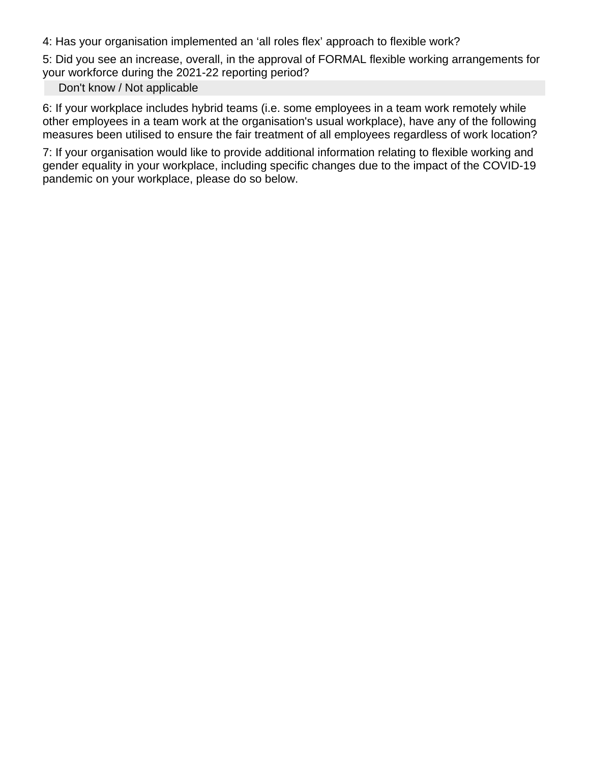4: Has your organisation implemented an ‘all roles flex’ approach to flexible work?

5: Did you see an increase, overall, in the approval of FORMAL flexible working arrangements for your workforce during the 2021-22 reporting period?

| Don't know / Not applicable |
|---|

6: If your workplace includes hybrid teams (i.e. some employees in a team work remotely while other employees in a team work at the organisation's usual workplace), have any of the following measures been utilised to ensure the fair treatment of all employees regardless of work location?

7: If your organisation would like to provide additional information relating to flexible working and gender equality in your workplace, including specific changes due to the impact of the COVID-19 pandemic on your workplace, please do so below.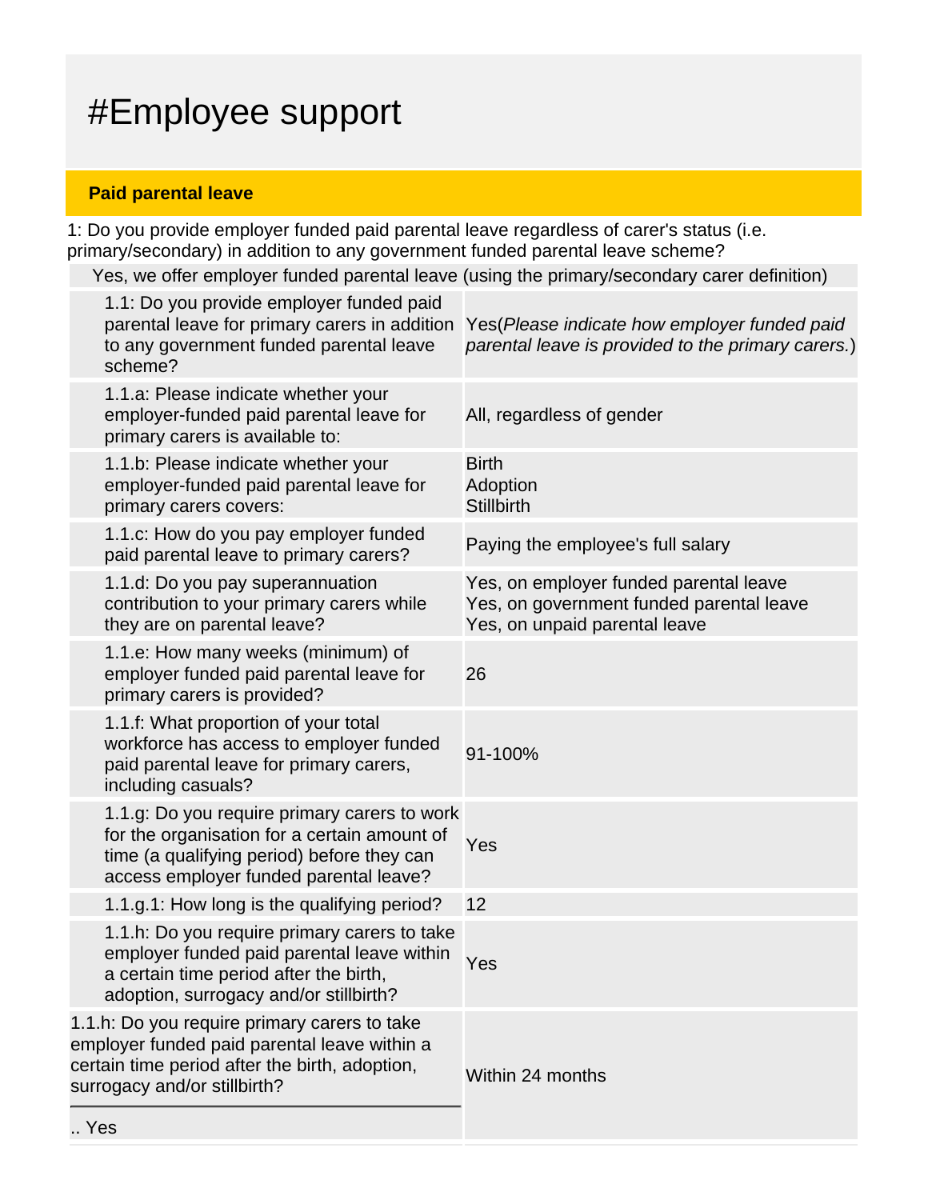# #Employee support

**Paid parental leave**

1: Do you provide employer funded paid parental leave regardless of carer's status (i.e. primary/secondary) in addition to any government funded parental leave scheme?

Yes, we offer employer funded parental leave (using the primary/secondary carer definition)

| Question | Response |
| --- | --- |
| 1.1: Do you provide employer funded paid parental leave for primary carers in addition to any government funded parental leave scheme? | Yes(*Please indicate how employer funded paid parental leave is provided to the primary carers.*) |
| 1.1.a: Please indicate whether your employer-funded paid parental leave for primary carers is available to: | All, regardless of gender |
| 1.1.b: Please indicate whether your employer-funded paid parental leave for primary carers covers: | Birth<br>Adoption<br>Stillbirth |
| 1.1.c: How do you pay employer funded paid parental leave to primary carers? | Paying the employee's full salary |
| 1.1.d: Do you pay superannuation contribution to your primary carers while they are on parental leave? | Yes, on employer funded parental leave<br>Yes, on government funded parental leave<br>Yes, on unpaid parental leave |
| 1.1.e: How many weeks (minimum) of employer funded paid parental leave for primary carers is provided? | 26 |
| 1.1.f: What proportion of your total workforce has access to employer funded paid parental leave for primary carers, including casuals? | 91-100% |
| 1.1.g: Do you require primary carers to work for the organisation for a certain amount of time (a qualifying period) before they can access employer funded parental leave? | Yes |
| 1.1.g.1: How long is the qualifying period? | 12 |
| 1.1.h: Do you require primary carers to take employer funded paid parental leave within a certain time period after the birth, adoption, surrogacy and/or stillbirth? | Yes |
| 1.1.h: Do you require primary carers to take employer funded paid parental leave within a certain time period after the birth, adoption, surrogacy and/or stillbirth?<br>.. Yes | Within 24 months |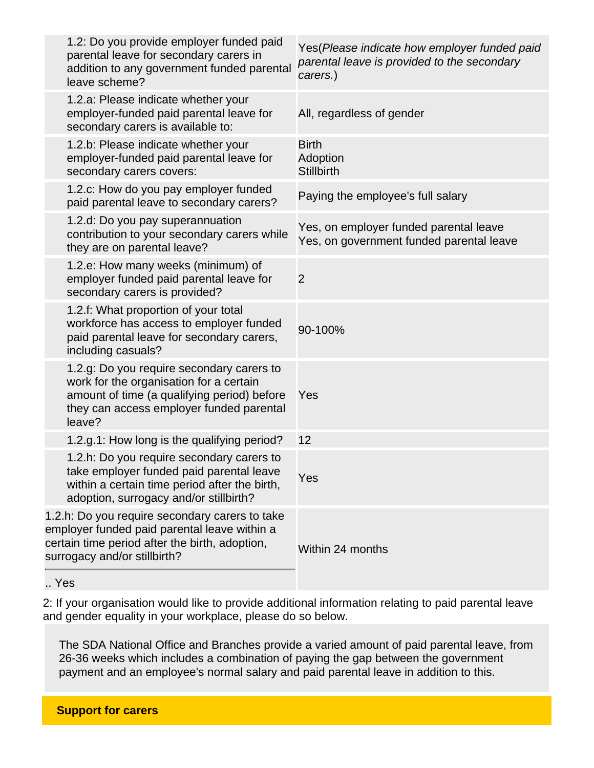| | |
|---|---|
| 1.2: Do you provide employer funded paid parental leave for secondary carers in addition to any government funded parental leave scheme? | Yes(*Please indicate how employer funded paid parental leave is provided to the secondary carers.*) |
| 1.2.a: Please indicate whether your employer-funded paid parental leave for secondary carers is available to: | All, regardless of gender |
| 1.2.b: Please indicate whether your employer-funded paid parental leave for secondary carers covers: | Birth<br>Adoption<br>Stillbirth |
| 1.2.c: How do you pay employer funded paid parental leave to secondary carers? | Paying the employee's full salary |
| 1.2.d: Do you pay superannuation contribution to your secondary carers while they are on parental leave? | Yes, on employer funded parental leave<br>Yes, on government funded parental leave |
| 1.2.e: How many weeks (minimum) of employer funded paid parental leave for secondary carers is provided? | 2 |
| 1.2.f: What proportion of your total workforce has access to employer funded paid parental leave for secondary carers, including casuals? | 90-100% |
| 1.2.g: Do you require secondary carers to work for the organisation for a certain amount of time (a qualifying period) before they can access employer funded parental leave? | Yes |
| 1.2.g.1: How long is the qualifying period? | 12 |
| 1.2.h: Do you require secondary carers to take employer funded paid parental leave within a certain time period after the birth, adoption, surrogacy and/or stillbirth? | Yes |
| 1.2.h: Do you require secondary carers to take employer funded paid parental leave within a certain time period after the birth, adoption, surrogacy and/or stillbirth?<br>.. Yes | Within 24 months |

2: If your organisation would like to provide additional information relating to paid parental leave and gender equality in your workplace, please do so below.

The SDA National Office and Branches provide a varied amount of paid parental leave, from 26-36 weeks which includes a combination of paying the gap between the government payment and an employee's normal salary and paid parental leave in addition to this.

## Support for carers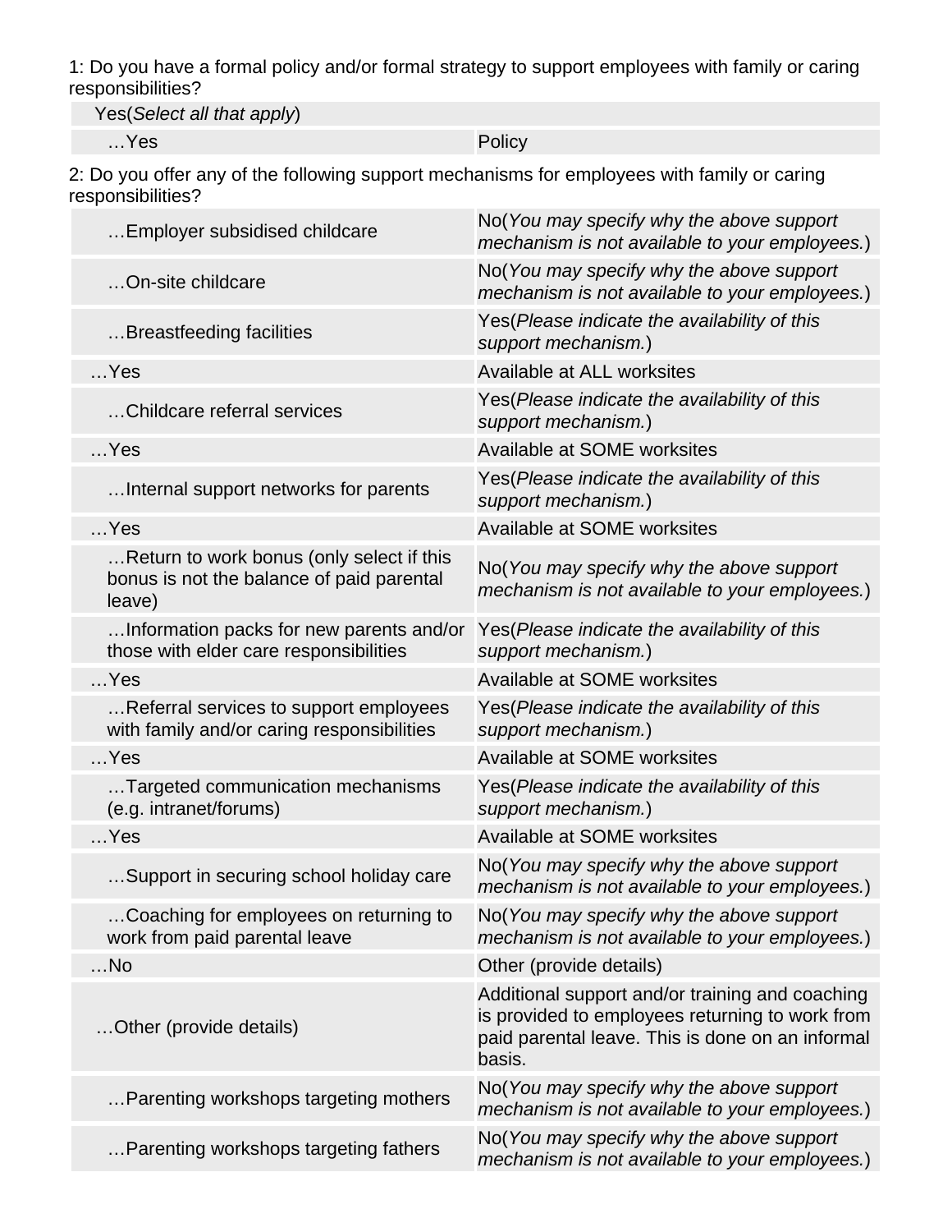1: Do you have a formal policy and/or formal strategy to support employees with family or caring responsibilities?

| Yes(*Select all that apply*) | |
|---|---|
| …Yes | Policy |

2: Do you offer any of the following support mechanisms for employees with family or caring responsibilities?

| | |
|---|---|
| …Employer subsidised childcare | No(*You may specify why the above support mechanism is not available to your employees.*) |
| …On-site childcare | No(*You may specify why the above support mechanism is not available to your employees.*) |
| …Breastfeeding facilities | Yes(*Please indicate the availability of this support mechanism.*) |
| …Yes | Available at ALL worksites |
| …Childcare referral services | Yes(*Please indicate the availability of this support mechanism.*) |
| …Yes | Available at SOME worksites |
| …Internal support networks for parents | Yes(*Please indicate the availability of this support mechanism.*) |
| …Yes | Available at SOME worksites |
| …Return to work bonus (only select if this bonus is not the balance of paid parental leave) | No(*You may specify why the above support mechanism is not available to your employees.*) |
| …Information packs for new parents and/or those with elder care responsibilities | Yes(*Please indicate the availability of this support mechanism.*) |
| …Yes | Available at SOME worksites |
| …Referral services to support employees with family and/or caring responsibilities | Yes(*Please indicate the availability of this support mechanism.*) |
| …Yes | Available at SOME worksites |
| …Targeted communication mechanisms (e.g. intranet/forums) | Yes(*Please indicate the availability of this support mechanism.*) |
| …Yes | Available at SOME worksites |
| …Support in securing school holiday care | No(*You may specify why the above support mechanism is not available to your employees.*) |
| …Coaching for employees on returning to work from paid parental leave | No(*You may specify why the above support mechanism is not available to your employees.*) |
| …No | Other (provide details) |
| …Other (provide details) | Additional support and/or training and coaching is provided to employees returning to work from paid parental leave. This is done on an informal basis. |
| …Parenting workshops targeting mothers | No(*You may specify why the above support mechanism is not available to your employees.*) |
| …Parenting workshops targeting fathers | No(*You may specify why the above support mechanism is not available to your employees.*) |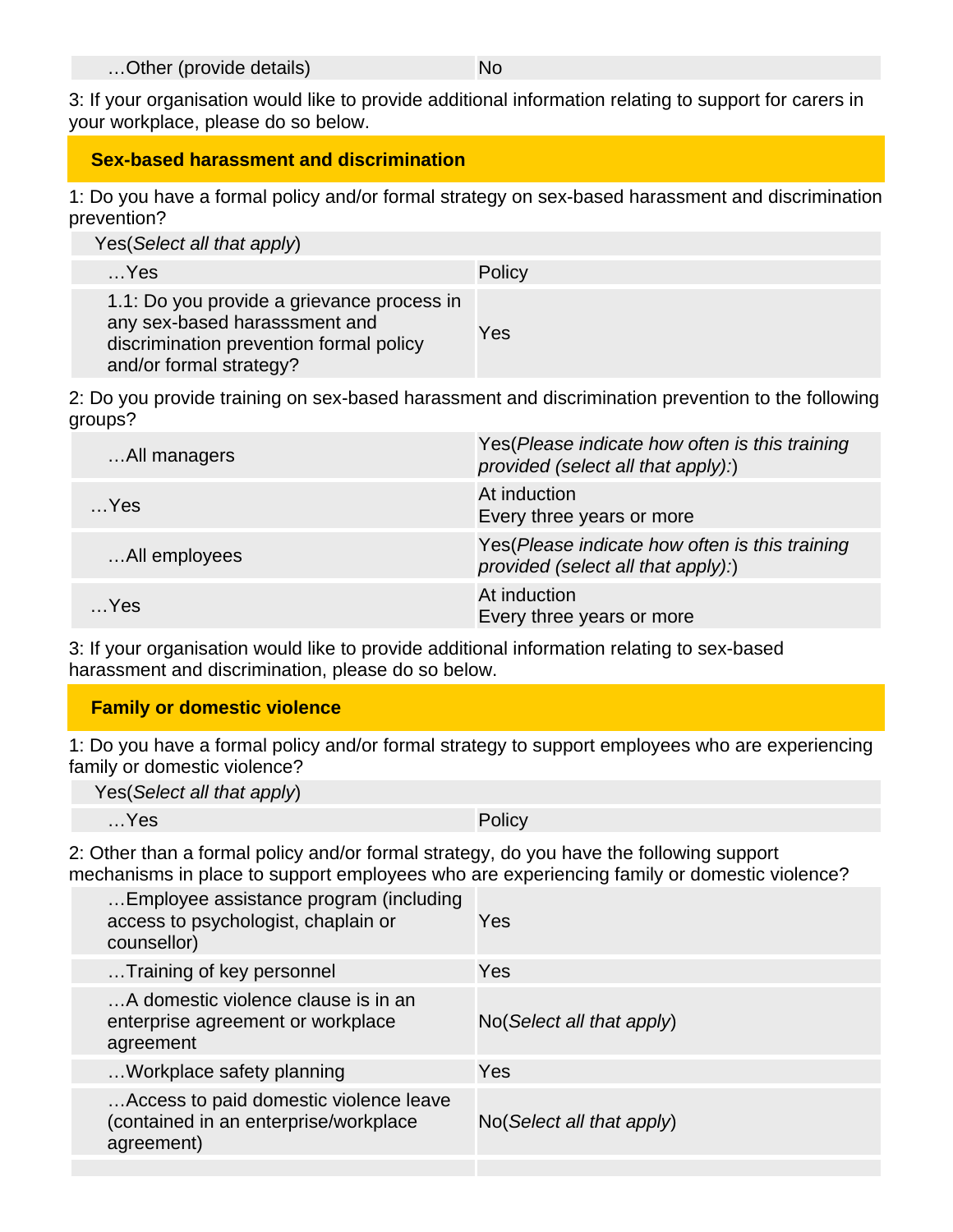| …Other (provide details) | No |
|---|---|

3: If your organisation would like to provide additional information relating to support for carers in your workplace, please do so below.

## Sex-based harassment and discrimination

1: Do you have a formal policy and/or formal strategy on sex-based harassment and discrimination prevention?

| Yes(*Select all that apply*) | |
|---|---|
| …Yes | Policy |
| 1.1: Do you provide a grievance process in any sex-based harasssment and discrimination prevention formal policy and/or formal strategy? | Yes |

2: Do you provide training on sex-based harassment and discrimination prevention to the following groups?

| …All managers | Yes(*Please indicate how often is this training provided (select all that apply):*) |
|---|---|
| …Yes | At induction<br>Every three years or more |
| …All employees | Yes(*Please indicate how often is this training provided (select all that apply):*) |
| …Yes | At induction<br>Every three years or more |

3: If your organisation would like to provide additional information relating to sex-based harassment and discrimination, please do so below.

## Family or domestic violence

1: Do you have a formal policy and/or formal strategy to support employees who are experiencing family or domestic violence?

| Yes(*Select all that apply*) | |
|---|---|
| …Yes | Policy |

2: Other than a formal policy and/or formal strategy, do you have the following support mechanisms in place to support employees who are experiencing family or domestic violence?

| …Employee assistance program (including access to psychologist, chaplain or counsellor) | Yes |
|---|---|
| …Training of key personnel | Yes |
| …A domestic violence clause is in an enterprise agreement or workplace agreement | No(*Select all that apply*) |
| …Workplace safety planning | Yes |
| …Access to paid domestic violence leave (contained in an enterprise/workplace agreement) | No(*Select all that apply*) |
| | |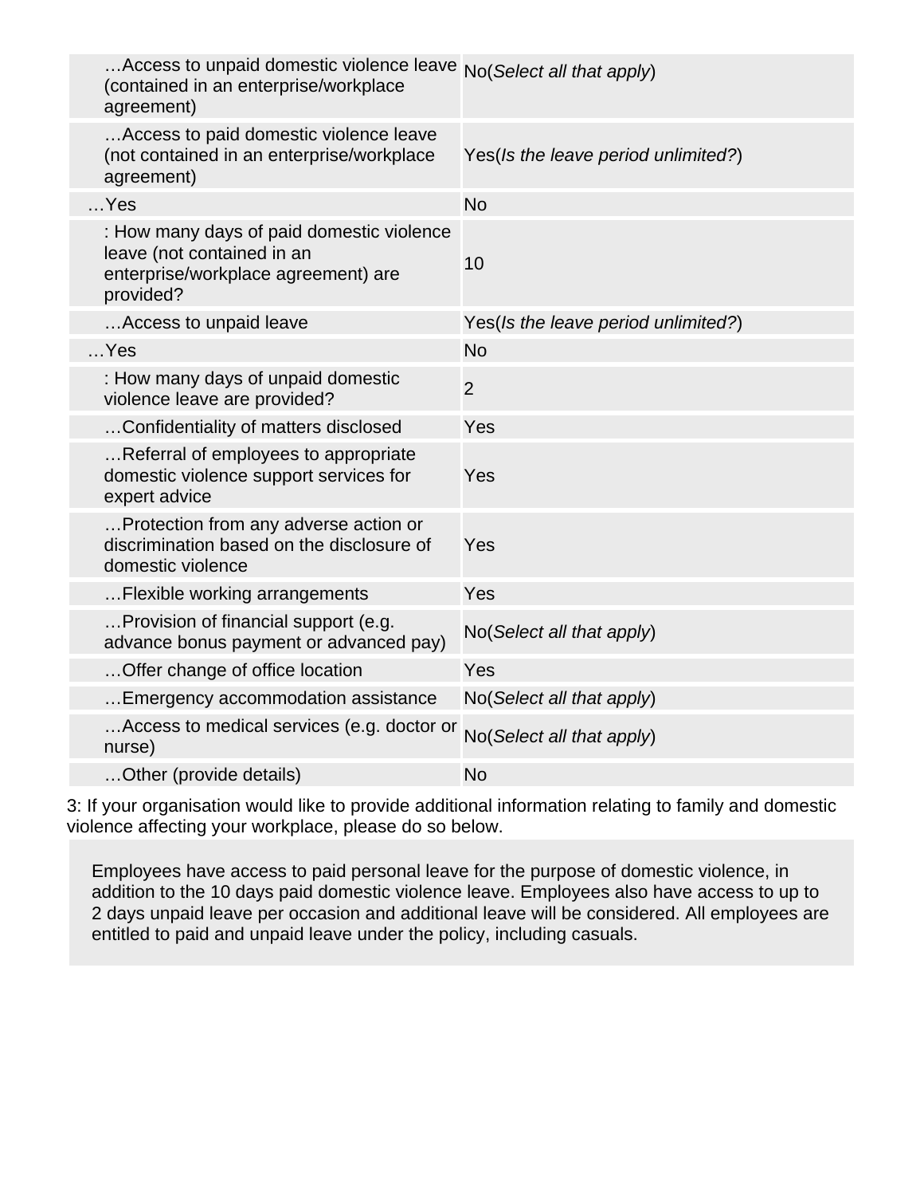| | |
|---|---|
| …Access to unpaid domestic violence leave (contained in an enterprise/workplace agreement) | No(*Select all that apply*) |
| …Access to paid domestic violence leave (not contained in an enterprise/workplace agreement) | Yes(*Is the leave period unlimited?*) |
| …Yes | No |
| : How many days of paid domestic violence leave (not contained in an enterprise/workplace agreement) are provided? | 10 |
| …Access to unpaid leave | Yes(*Is the leave period unlimited?*) |
| …Yes | No |
| : How many days of unpaid domestic violence leave are provided? | 2 |
| …Confidentiality of matters disclosed | Yes |
| …Referral of employees to appropriate domestic violence support services for expert advice | Yes |
| …Protection from any adverse action or discrimination based on the disclosure of domestic violence | Yes |
| …Flexible working arrangements | Yes |
| …Provision of financial support (e.g. advance bonus payment or advanced pay) | No(*Select all that apply*) |
| …Offer change of office location | Yes |
| …Emergency accommodation assistance | No(*Select all that apply*) |
| …Access to medical services (e.g. doctor or nurse) | No(*Select all that apply*) |
| …Other (provide details) | No |

3: If your organisation would like to provide additional information relating to family and domestic violence affecting your workplace, please do so below.

Employees have access to paid personal leave for the purpose of domestic violence, in addition to the 10 days paid domestic violence leave. Employees also have access to up to 2 days unpaid leave per occasion and additional leave will be considered. All employees are entitled to paid and unpaid leave under the policy, including casuals.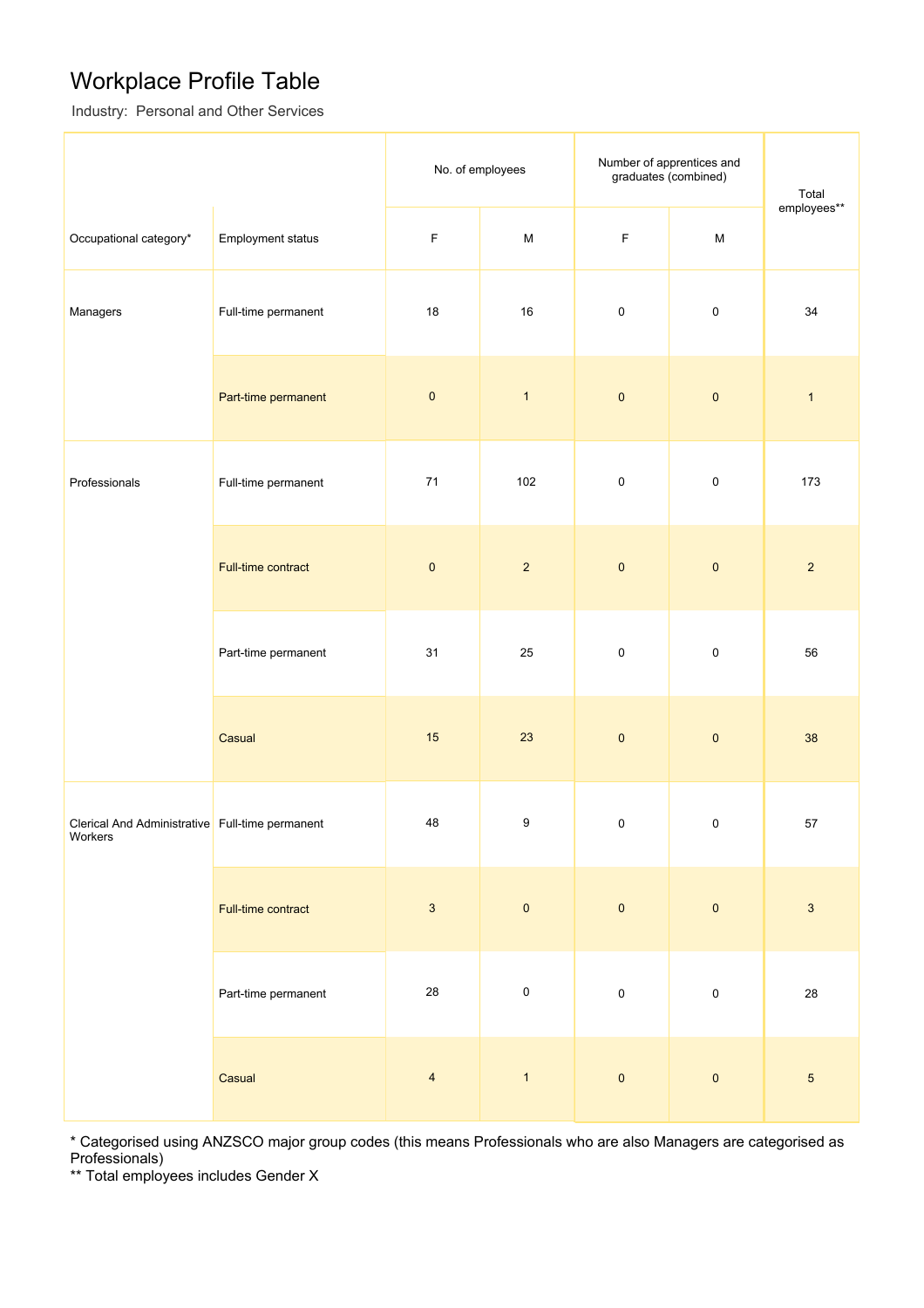# Workplace Profile Table

Industry: Personal and Other Services

| Occupational category* | Employment status | No. of employees | | Number of apprentices and graduates (combined) | | Total employees** |
|---|---|---|---|---|---|---|
| | | F | M | F | M | |
| Managers | Full-time permanent | 18 | 16 | 0 | 0 | 34 |
| | Part-time permanent | 0 | 1 | 0 | 0 | 1 |
| Professionals | Full-time permanent | 71 | 102 | 0 | 0 | 173 |
| | Full-time contract | 0 | 2 | 0 | 0 | 2 |
| | Part-time permanent | 31 | 25 | 0 | 0 | 56 |
| | Casual | 15 | 23 | 0 | 0 | 38 |
| Clerical And Administrative Workers | Full-time permanent | 48 | 9 | 0 | 0 | 57 |
| | Full-time contract | 3 | 0 | 0 | 0 | 3 |
| | Part-time permanent | 28 | 0 | 0 | 0 | 28 |
| | Casual | 4 | 1 | 0 | 0 | 5 |

* Categorised using ANZSCO major group codes (this means Professionals who are also Managers are categorised as Professionals)

** Total employees includes Gender X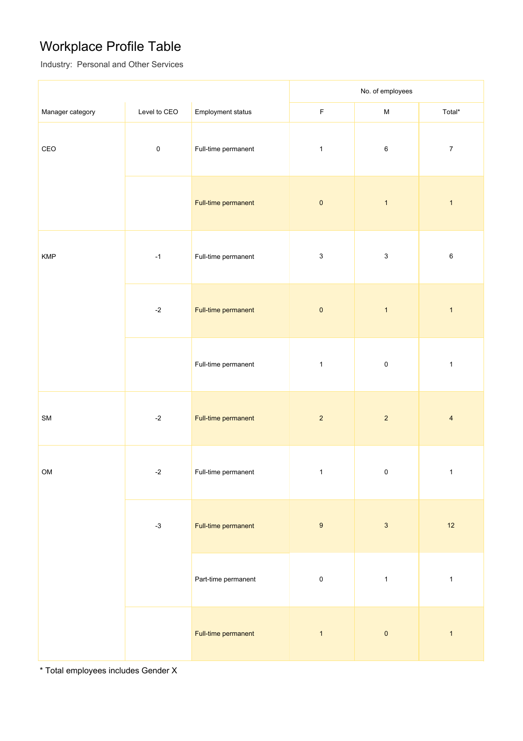# Workplace Profile Table

Industry: Personal and Other Services

| Manager category | Level to CEO | Employment status | No. of employees | | |
|---|---|---|---|---|---|
| | | | F | M | Total* |
| CEO | 0 | Full-time permanent | 1 | 6 | 7 |
| | | Full-time permanent | 0 | 1 | 1 |
| KMP | -1 | Full-time permanent | 3 | 3 | 6 |
| | -2 | Full-time permanent | 0 | 1 | 1 |
| | | Full-time permanent | 1 | 0 | 1 |
| SM | -2 | Full-time permanent | 2 | 2 | 4 |
| OM | -2 | Full-time permanent | 1 | 0 | 1 |
| | -3 | Full-time permanent | 9 | 3 | 12 |
| | | Part-time permanent | 0 | 1 | 1 |
| | | Full-time permanent | 1 | 0 | 1 |

* Total employees includes Gender X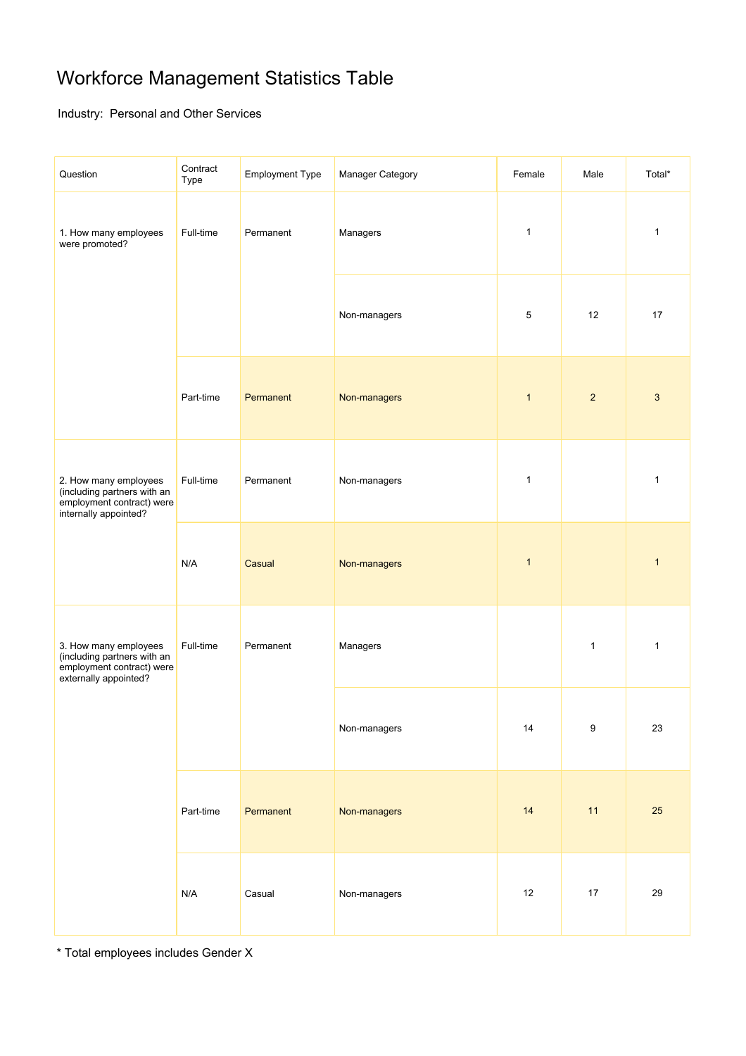# Workforce Management Statistics Table

Industry: Personal and Other Services

| Question | Contract Type | Employment Type | Manager Category | Female | Male | Total* |
|---|---|---|---|---|---|---|
| 1. How many employees were promoted? | Full-time | Permanent | Managers | 1 | | 1 |
| | | | Non-managers | 5 | 12 | 17 |
| | Part-time | Permanent | Non-managers | 1 | 2 | 3 |
| 2. How many employees (including partners with an employment contract) were internally appointed? | Full-time | Permanent | Non-managers | 1 | | 1 |
| | N/A | Casual | Non-managers | 1 | | 1 |
| 3. How many employees (including partners with an employment contract) were externally appointed? | Full-time | Permanent | Managers | | 1 | 1 |
| | | | Non-managers | 14 | 9 | 23 |
| | Part-time | Permanent | Non-managers | 14 | 11 | 25 |
| | N/A | Casual | Non-managers | 12 | 17 | 29 |

* Total employees includes Gender X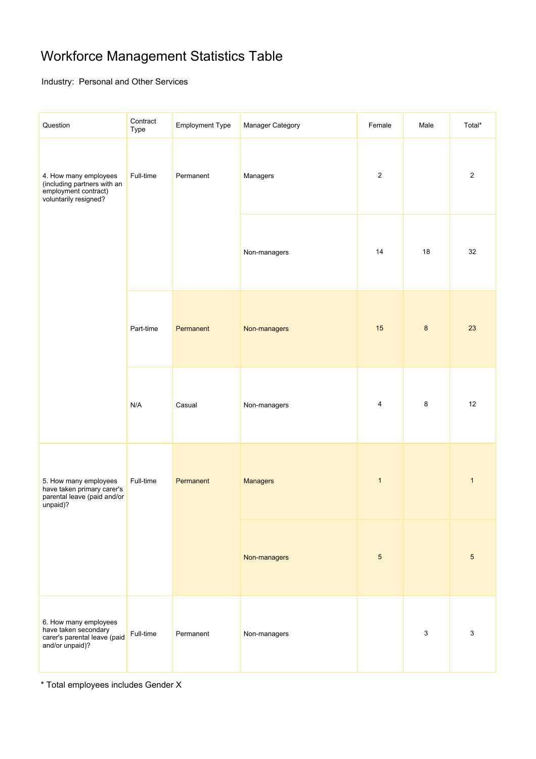# Workforce Management Statistics Table

Industry: Personal and Other Services

| Question | Contract Type | Employment Type | Manager Category | Female | Male | Total* |
|---|---|---|---|---|---|---|
| 4. How many employees (including partners with an employment contract) voluntarily resigned? | Full-time | Permanent | Managers | 2 | | 2 |
| | | | Non-managers | 14 | 18 | 32 |
| | Part-time | Permanent | Non-managers | 15 | 8 | 23 |
| | N/A | Casual | Non-managers | 4 | 8 | 12 |
| 5. How many employees have taken primary carer's parental leave (paid and/or unpaid)? | Full-time | Permanent | Managers | 1 | | 1 |
| | | | Non-managers | 5 | | 5 |
| 6. How many employees have taken secondary carer's parental leave (paid and/or unpaid)? | Full-time | Permanent | Non-managers | | 3 | 3 |

* Total employees includes Gender X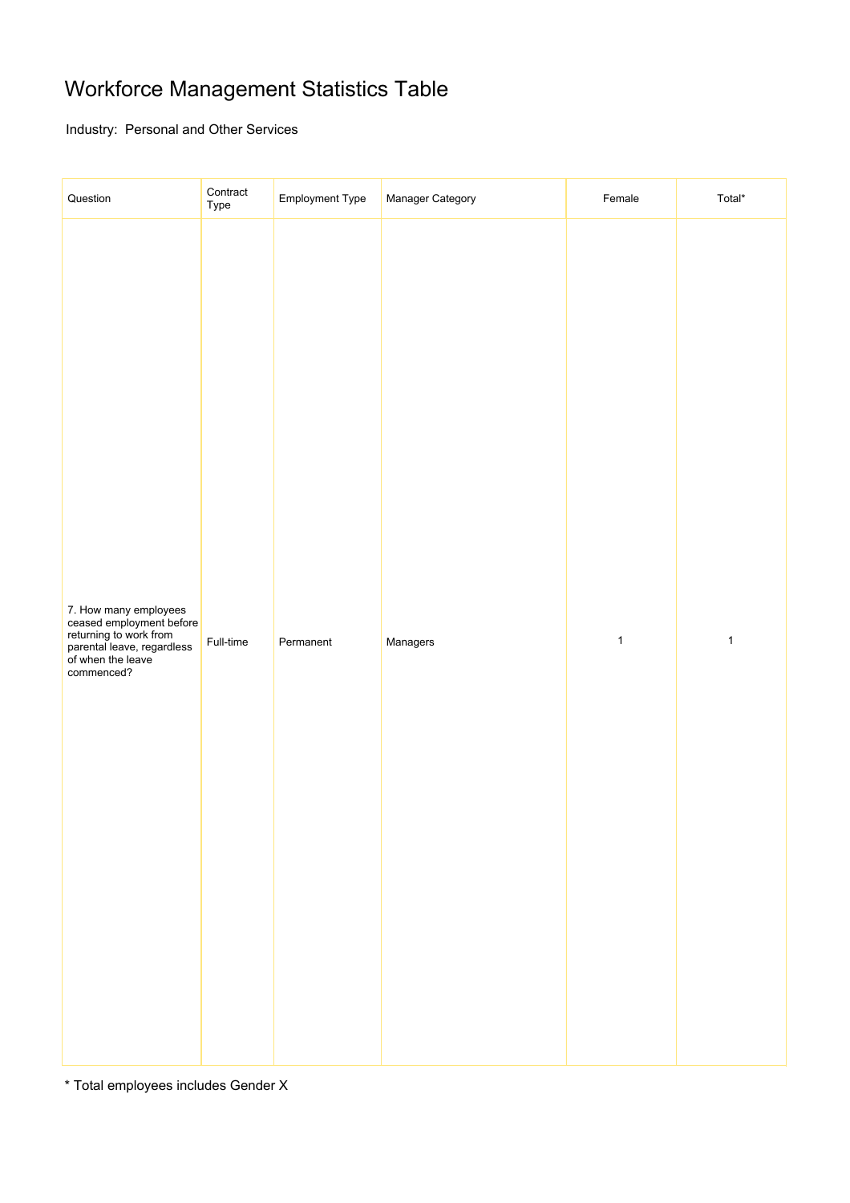# Workforce Management Statistics Table

Industry: Personal and Other Services

| Question | Contract Type | Employment Type | Manager Category | Female | Total* |
| --- | --- | --- | --- | --- | --- |
| 7. How many employees ceased employment before returning to work from parental leave, regardless of when the leave commenced? | Full-time | Permanent | Managers | 1 | 1 |

* Total employees includes Gender X